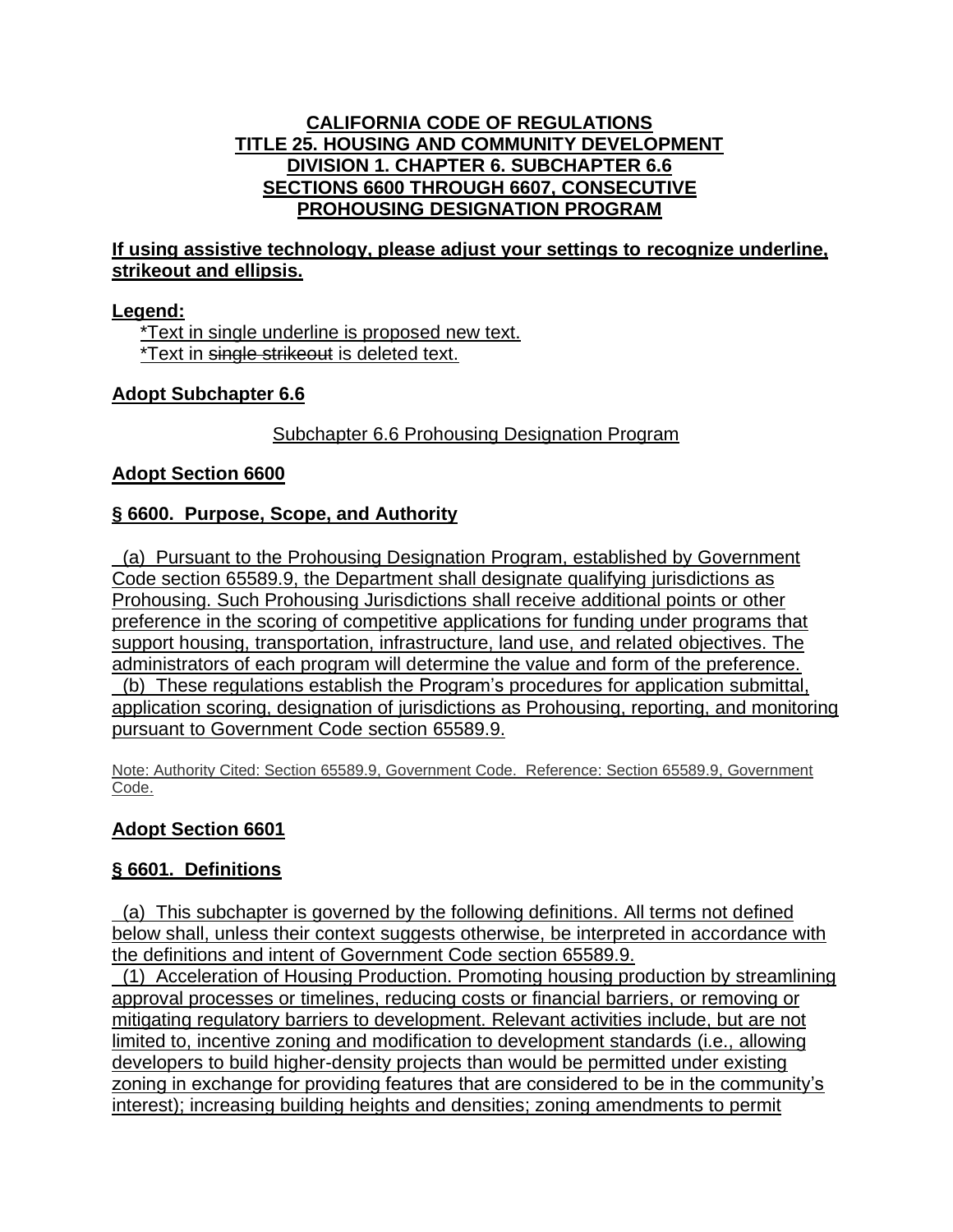**CALIFORNIA CODE OF REGULATIONS**
**TITLE 25. HOUSING AND COMMUNITY DEVELOPMENT**
**DIVISION 1. CHAPTER 6. SUBCHAPTER 6.6**
**SECTIONS 6600 THROUGH 6607, CONSECUTIVE**
**PROHOUSING DESIGNATION PROGRAM**

**If using assistive technology, please adjust your settings to recognize underline, strikeout and ellipsis.**

**Legend:**

\*Text in single underline is proposed new text.
\*Text in ~~single strikeout~~ is deleted text.

**Adopt Subchapter 6.6**

Subchapter 6.6 Prohousing Designation Program

**Adopt Section 6600**

**§ 6600. Purpose, Scope, and Authority**

(a) Pursuant to the Prohousing Designation Program, established by Government Code section 65589.9, the Department shall designate qualifying jurisdictions as Prohousing. Such Prohousing Jurisdictions shall receive additional points or other preference in the scoring of competitive applications for funding under programs that support housing, transportation, infrastructure, land use, and related objectives. The administrators of each program will determine the value and form of the preference.
(b) These regulations establish the Program's procedures for application submittal, application scoring, designation of jurisdictions as Prohousing, reporting, and monitoring pursuant to Government Code section 65589.9.

Note: Authority Cited: Section 65589.9, Government Code. Reference: Section 65589.9, Government Code.

**Adopt Section 6601**

**§ 6601. Definitions**

(a) This subchapter is governed by the following definitions. All terms not defined below shall, unless their context suggests otherwise, be interpreted in accordance with the definitions and intent of Government Code section 65589.9.
(1) Acceleration of Housing Production. Promoting housing production by streamlining approval processes or timelines, reducing costs or financial barriers, or removing or mitigating regulatory barriers to development. Relevant activities include, but are not limited to, incentive zoning and modification to development standards (i.e., allowing developers to build higher-density projects than would be permitted under existing zoning in exchange for providing features that are considered to be in the community's interest); increasing building heights and densities; zoning amendments to permit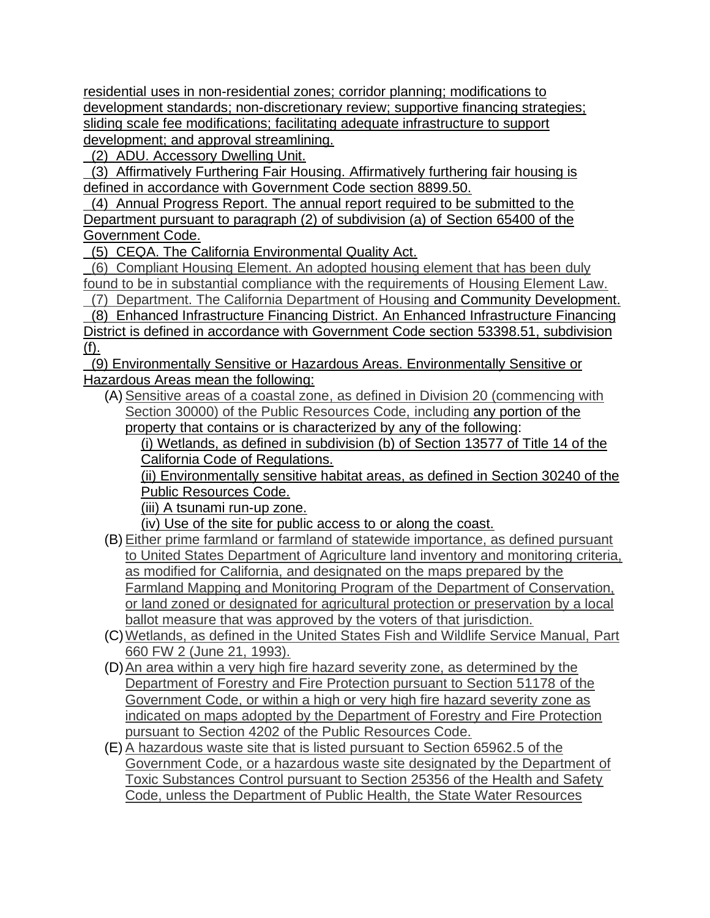residential uses in non-residential zones; corridor planning; modifications to development standards; non-discretionary review; supportive financing strategies; sliding scale fee modifications; facilitating adequate infrastructure to support development; and approval streamlining.

(2) ADU. Accessory Dwelling Unit.

(3) Affirmatively Furthering Fair Housing. Affirmatively furthering fair housing is defined in accordance with Government Code section 8899.50.

(4) Annual Progress Report. The annual report required to be submitted to the Department pursuant to paragraph (2) of subdivision (a) of Section 65400 of the Government Code.

(5) CEQA. The California Environmental Quality Act.

(6) Compliant Housing Element. An adopted housing element that has been duly found to be in substantial compliance with the requirements of Housing Element Law.

(7) Department. The California Department of Housing and Community Development.

(8) Enhanced Infrastructure Financing District. An Enhanced Infrastructure Financing District is defined in accordance with Government Code section 53398.51, subdivision (f).

(9) Environmentally Sensitive or Hazardous Areas. Environmentally Sensitive or Hazardous Areas mean the following:

(A) Sensitive areas of a coastal zone, as defined in Division 20 (commencing with Section 30000) of the Public Resources Code, including any portion of the property that contains or is characterized by any of the following:

(i) Wetlands, as defined in subdivision (b) of Section 13577 of Title 14 of the California Code of Regulations.

(ii) Environmentally sensitive habitat areas, as defined in Section 30240 of the Public Resources Code.

(iii) A tsunami run-up zone.

(iv) Use of the site for public access to or along the coast.

(B) Either prime farmland or farmland of statewide importance, as defined pursuant to United States Department of Agriculture land inventory and monitoring criteria, as modified for California, and designated on the maps prepared by the Farmland Mapping and Monitoring Program of the Department of Conservation, or land zoned or designated for agricultural protection or preservation by a local ballot measure that was approved by the voters of that jurisdiction.

(C) Wetlands, as defined in the United States Fish and Wildlife Service Manual, Part 660 FW 2 (June 21, 1993).

(D) An area within a very high fire hazard severity zone, as determined by the Department of Forestry and Fire Protection pursuant to Section 51178 of the Government Code, or within a high or very high fire hazard severity zone as indicated on maps adopted by the Department of Forestry and Fire Protection pursuant to Section 4202 of the Public Resources Code.

(E) A hazardous waste site that is listed pursuant to Section 65962.5 of the Government Code, or a hazardous waste site designated by the Department of Toxic Substances Control pursuant to Section 25356 of the Health and Safety Code, unless the Department of Public Health, the State Water Resources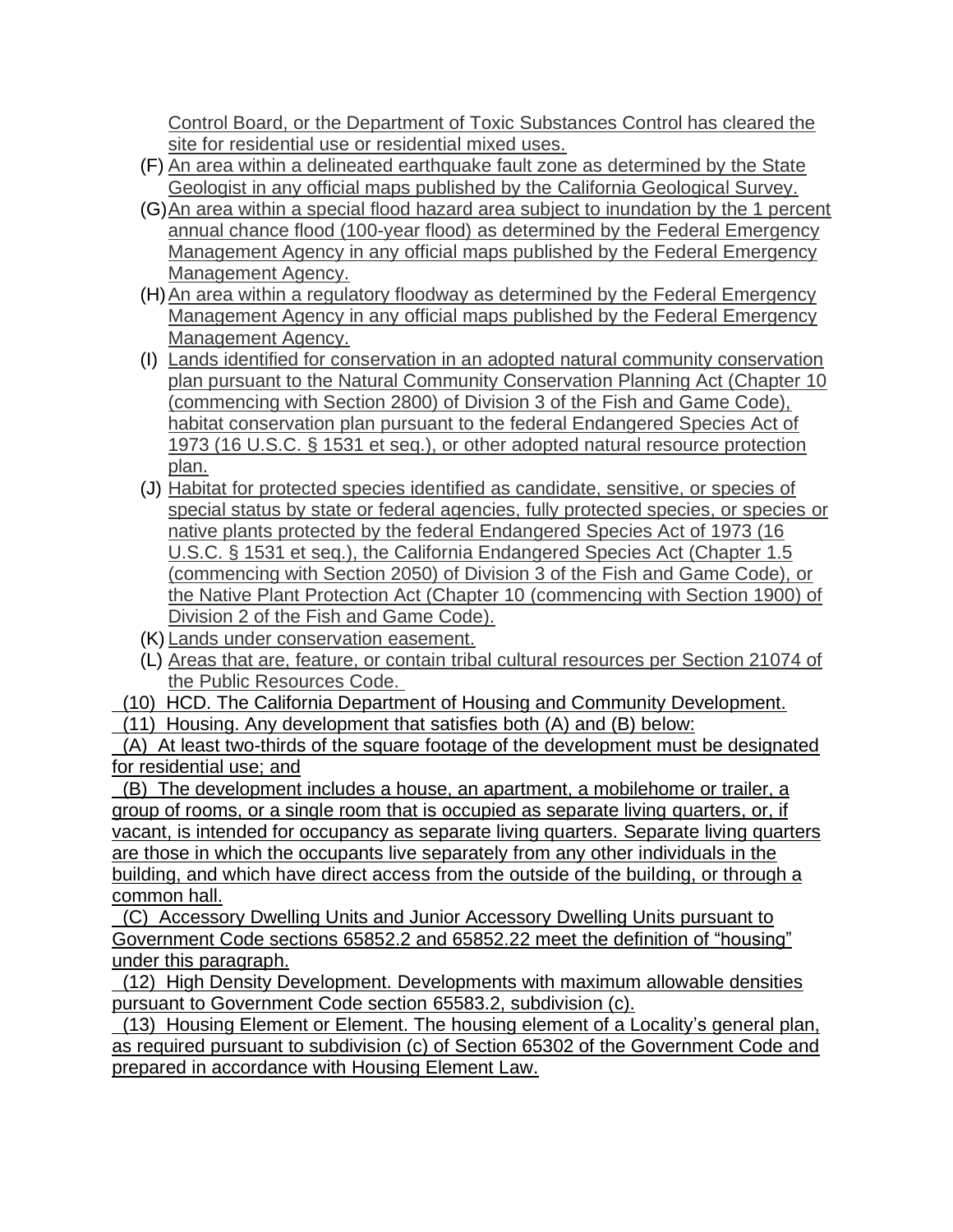Control Board, or the Department of Toxic Substances Control has cleared the site for residential use or residential mixed uses.

(F) An area within a delineated earthquake fault zone as determined by the State Geologist in any official maps published by the California Geological Survey.

(G) An area within a special flood hazard area subject to inundation by the 1 percent annual chance flood (100-year flood) as determined by the Federal Emergency Management Agency in any official maps published by the Federal Emergency Management Agency.

(H) An area within a regulatory floodway as determined by the Federal Emergency Management Agency in any official maps published by the Federal Emergency Management Agency.

(I) Lands identified for conservation in an adopted natural community conservation plan pursuant to the Natural Community Conservation Planning Act (Chapter 10 (commencing with Section 2800) of Division 3 of the Fish and Game Code), habitat conservation plan pursuant to the federal Endangered Species Act of 1973 (16 U.S.C. § 1531 et seq.), or other adopted natural resource protection plan.

(J) Habitat for protected species identified as candidate, sensitive, or species of special status by state or federal agencies, fully protected species, or species or native plants protected by the federal Endangered Species Act of 1973 (16 U.S.C. § 1531 et seq.), the California Endangered Species Act (Chapter 1.5 (commencing with Section 2050) of Division 3 of the Fish and Game Code), or the Native Plant Protection Act (Chapter 10 (commencing with Section 1900) of Division 2 of the Fish and Game Code).

(K) Lands under conservation easement.

(L) Areas that are, feature, or contain tribal cultural resources per Section 21074 of the Public Resources Code.

(10) HCD. The California Department of Housing and Community Development.

(11) Housing. Any development that satisfies both (A) and (B) below:

(A) At least two-thirds of the square footage of the development must be designated for residential use; and

(B) The development includes a house, an apartment, a mobilehome or trailer, a group of rooms, or a single room that is occupied as separate living quarters, or, if vacant, is intended for occupancy as separate living quarters. Separate living quarters are those in which the occupants live separately from any other individuals in the building, and which have direct access from the outside of the building, or through a common hall.

(C) Accessory Dwelling Units and Junior Accessory Dwelling Units pursuant to Government Code sections 65852.2 and 65852.22 meet the definition of "housing" under this paragraph.

(12) High Density Development. Developments with maximum allowable densities pursuant to Government Code section 65583.2, subdivision (c).

(13) Housing Element or Element. The housing element of a Locality's general plan, as required pursuant to subdivision (c) of Section 65302 of the Government Code and prepared in accordance with Housing Element Law.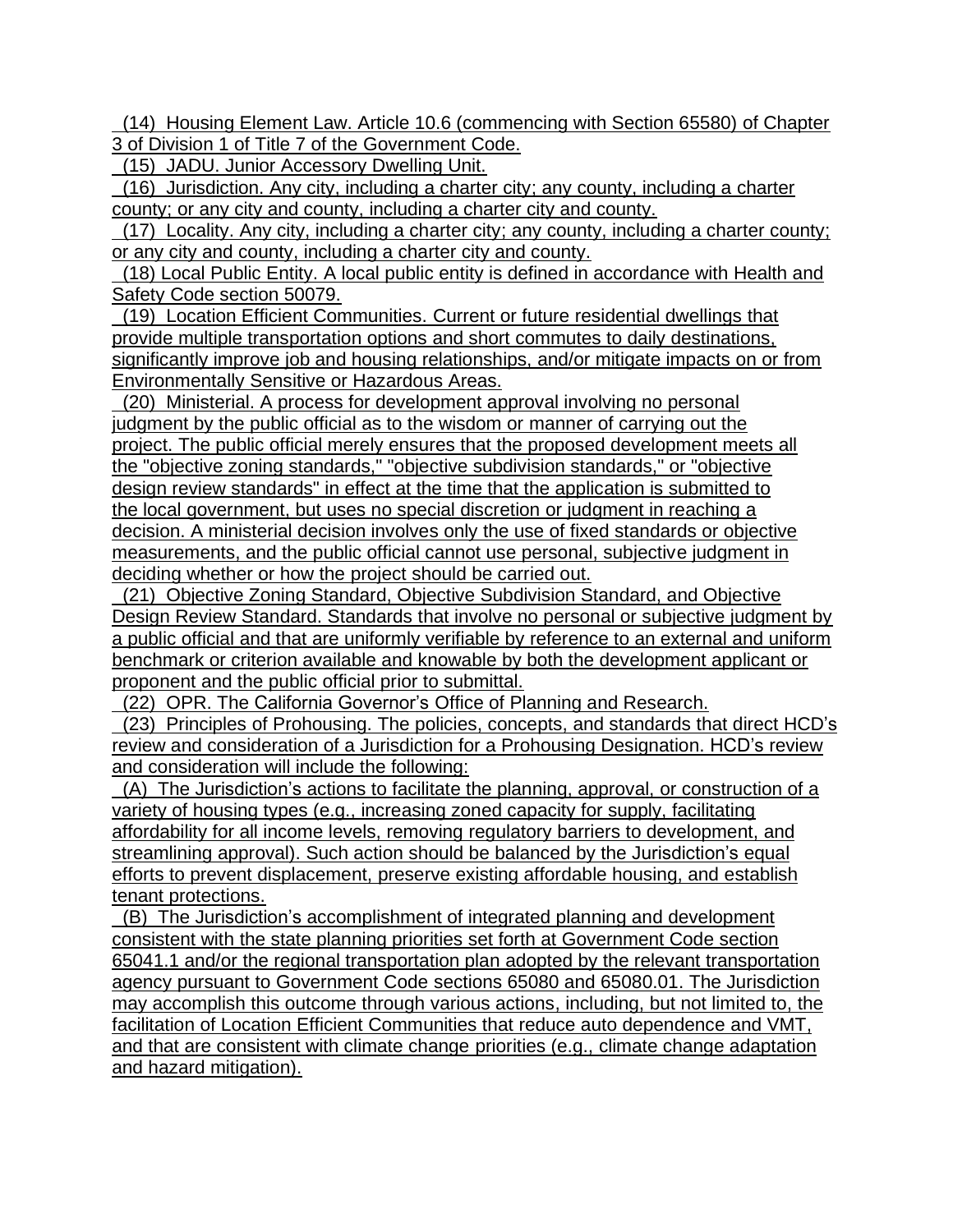(14) Housing Element Law. Article 10.6 (commencing with Section 65580) of Chapter 3 of Division 1 of Title 7 of the Government Code.

(15) JADU. Junior Accessory Dwelling Unit.

(16) Jurisdiction. Any city, including a charter city; any county, including a charter county; or any city and county, including a charter city and county.

(17) Locality. Any city, including a charter city; any county, including a charter county; or any city and county, including a charter city and county.

(18) Local Public Entity. A local public entity is defined in accordance with Health and Safety Code section 50079.

(19) Location Efficient Communities. Current or future residential dwellings that provide multiple transportation options and short commutes to daily destinations, significantly improve job and housing relationships, and/or mitigate impacts on or from Environmentally Sensitive or Hazardous Areas.

(20) Ministerial. A process for development approval involving no personal judgment by the public official as to the wisdom or manner of carrying out the project. The public official merely ensures that the proposed development meets all the "objective zoning standards," "objective subdivision standards," or "objective design review standards" in effect at the time that the application is submitted to the local government, but uses no special discretion or judgment in reaching a decision. A ministerial decision involves only the use of fixed standards or objective measurements, and the public official cannot use personal, subjective judgment in deciding whether or how the project should be carried out.

(21) Objective Zoning Standard, Objective Subdivision Standard, and Objective Design Review Standard. Standards that involve no personal or subjective judgment by a public official and that are uniformly verifiable by reference to an external and uniform benchmark or criterion available and knowable by both the development applicant or proponent and the public official prior to submittal.

(22) OPR. The California Governor's Office of Planning and Research.

(23) Principles of Prohousing. The policies, concepts, and standards that direct HCD's review and consideration of a Jurisdiction for a Prohousing Designation. HCD's review and consideration will include the following:

(A) The Jurisdiction's actions to facilitate the planning, approval, or construction of a variety of housing types (e.g., increasing zoned capacity for supply, facilitating affordability for all income levels, removing regulatory barriers to development, and streamlining approval). Such action should be balanced by the Jurisdiction's equal efforts to prevent displacement, preserve existing affordable housing, and establish tenant protections.

(B) The Jurisdiction's accomplishment of integrated planning and development consistent with the state planning priorities set forth at Government Code section 65041.1 and/or the regional transportation plan adopted by the relevant transportation agency pursuant to Government Code sections 65080 and 65080.01. The Jurisdiction may accomplish this outcome through various actions, including, but not limited to, the facilitation of Location Efficient Communities that reduce auto dependence and VMT, and that are consistent with climate change priorities (e.g., climate change adaptation and hazard mitigation).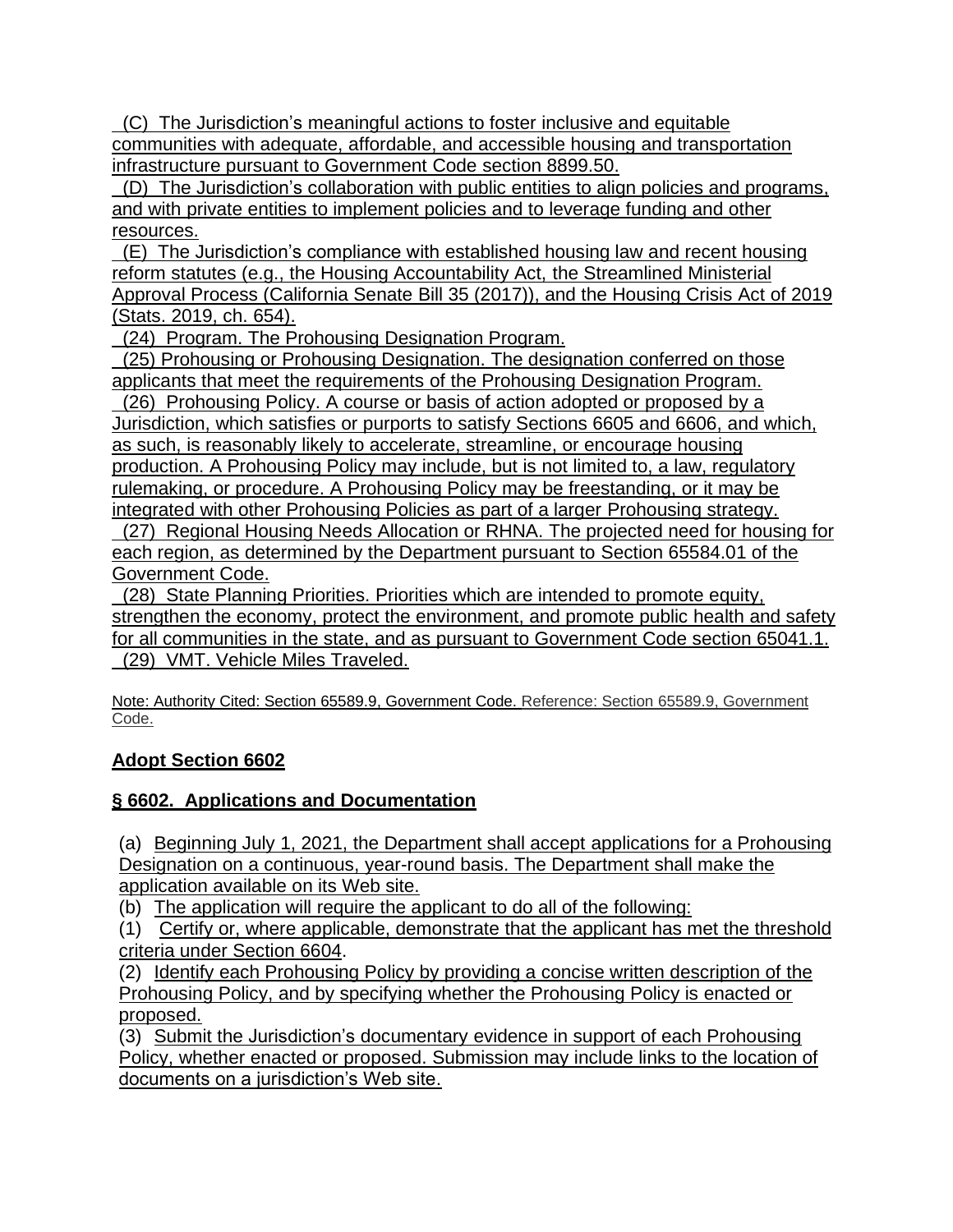(C) The Jurisdiction's meaningful actions to foster inclusive and equitable communities with adequate, affordable, and accessible housing and transportation infrastructure pursuant to Government Code section 8899.50.

(D) The Jurisdiction's collaboration with public entities to align policies and programs, and with private entities to implement policies and to leverage funding and other resources.

(E) The Jurisdiction's compliance with established housing law and recent housing reform statutes (e.g., the Housing Accountability Act, the Streamlined Ministerial Approval Process (California Senate Bill 35 (2017)), and the Housing Crisis Act of 2019 (Stats. 2019, ch. 654).

(24) Program. The Prohousing Designation Program.

(25) Prohousing or Prohousing Designation. The designation conferred on those applicants that meet the requirements of the Prohousing Designation Program.

(26) Prohousing Policy. A course or basis of action adopted or proposed by a Jurisdiction, which satisfies or purports to satisfy Sections 6605 and 6606, and which, as such, is reasonably likely to accelerate, streamline, or encourage housing production. A Prohousing Policy may include, but is not limited to, a law, regulatory rulemaking, or procedure. A Prohousing Policy may be freestanding, or it may be integrated with other Prohousing Policies as part of a larger Prohousing strategy.

(27) Regional Housing Needs Allocation or RHNA. The projected need for housing for each region, as determined by the Department pursuant to Section 65584.01 of the Government Code.

(28) State Planning Priorities. Priorities which are intended to promote equity, strengthen the economy, protect the environment, and promote public health and safety for all communities in the state, and as pursuant to Government Code section 65041.1.

(29) VMT. Vehicle Miles Traveled.

Note: Authority Cited: Section 65589.9, Government Code. Reference: Section 65589.9, Government Code.

**Adopt Section 6602**

## § 6602. Applications and Documentation

(a) Beginning July 1, 2021, the Department shall accept applications for a Prohousing Designation on a continuous, year-round basis. The Department shall make the application available on its Web site.

(b) The application will require the applicant to do all of the following:

(1) Certify or, where applicable, demonstrate that the applicant has met the threshold criteria under Section 6604.

(2) Identify each Prohousing Policy by providing a concise written description of the Prohousing Policy, and by specifying whether the Prohousing Policy is enacted or proposed.

(3) Submit the Jurisdiction's documentary evidence in support of each Prohousing Policy, whether enacted or proposed. Submission may include links to the location of documents on a jurisdiction's Web site.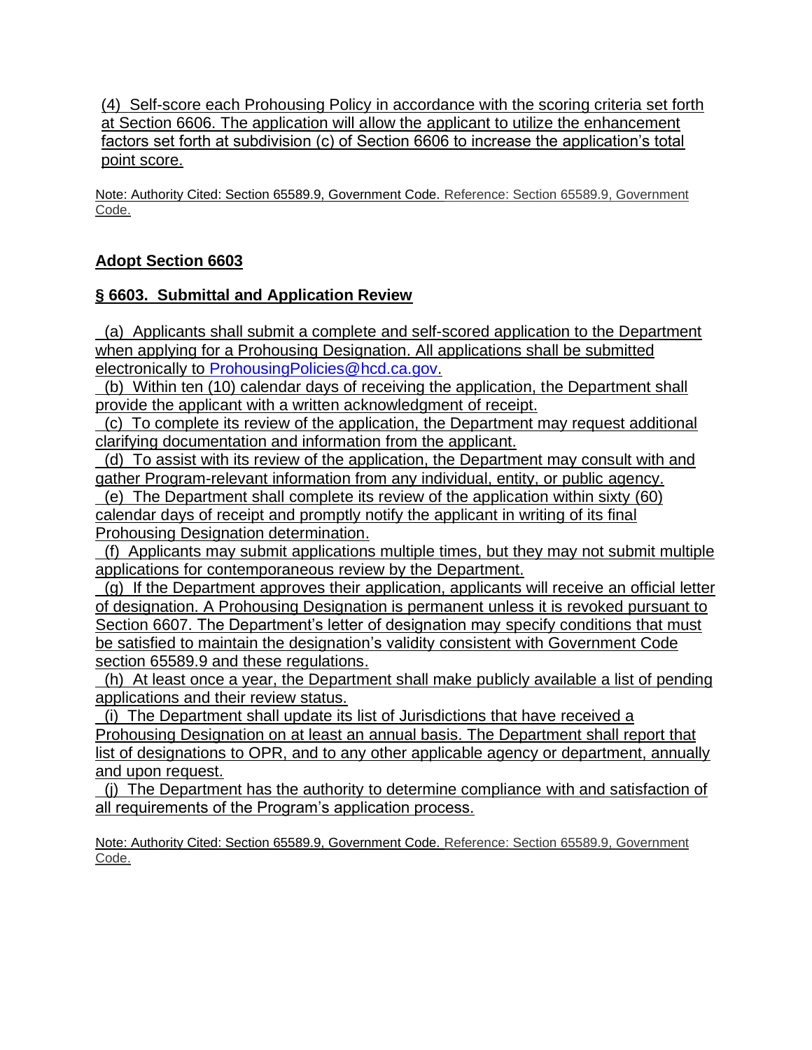(4) Self-score each Prohousing Policy in accordance with the scoring criteria set forth at Section 6606. The application will allow the applicant to utilize the enhancement factors set forth at subdivision (c) of Section 6606 to increase the application's total point score.

Note: Authority Cited: Section 65589.9, Government Code. Reference: Section 65589.9, Government Code.

**Adopt Section 6603**

**§ 6603. Submittal and Application Review**

(a) Applicants shall submit a complete and self-scored application to the Department when applying for a Prohousing Designation. All applications shall be submitted electronically to ProhousingPolicies@hcd.ca.gov.

(b) Within ten (10) calendar days of receiving the application, the Department shall provide the applicant with a written acknowledgment of receipt.

(c) To complete its review of the application, the Department may request additional clarifying documentation and information from the applicant.

(d) To assist with its review of the application, the Department may consult with and gather Program-relevant information from any individual, entity, or public agency.

(e) The Department shall complete its review of the application within sixty (60) calendar days of receipt and promptly notify the applicant in writing of its final Prohousing Designation determination.

(f) Applicants may submit applications multiple times, but they may not submit multiple applications for contemporaneous review by the Department.

(g) If the Department approves their application, applicants will receive an official letter of designation. A Prohousing Designation is permanent unless it is revoked pursuant to Section 6607. The Department's letter of designation may specify conditions that must be satisfied to maintain the designation's validity consistent with Government Code section 65589.9 and these regulations.

(h) At least once a year, the Department shall make publicly available a list of pending applications and their review status.

(i) The Department shall update its list of Jurisdictions that have received a Prohousing Designation on at least an annual basis. The Department shall report that list of designations to OPR, and to any other applicable agency or department, annually and upon request.

(j) The Department has the authority to determine compliance with and satisfaction of all requirements of the Program's application process.

Note: Authority Cited: Section 65589.9, Government Code. Reference: Section 65589.9, Government Code.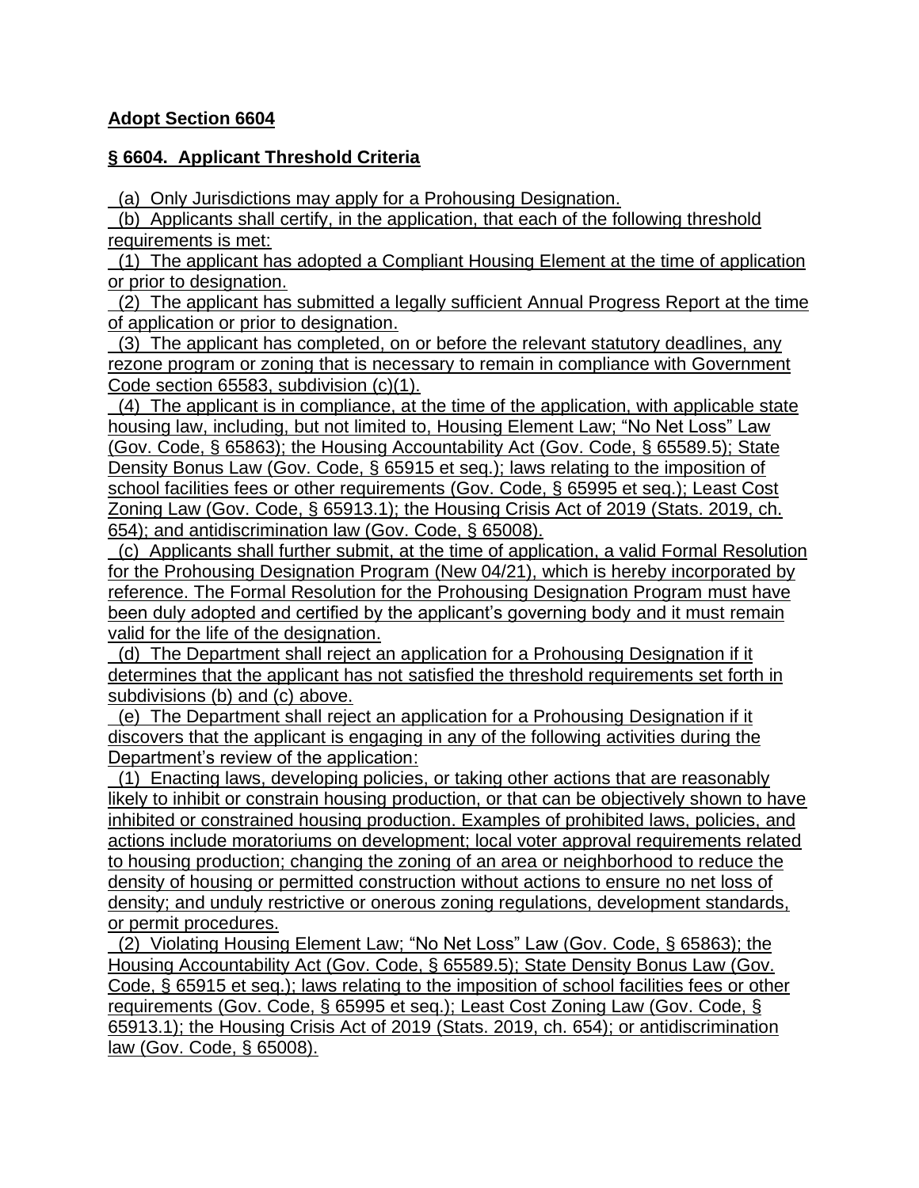**Adopt Section 6604**

**§ 6604. Applicant Threshold Criteria**

(a) Only Jurisdictions may apply for a Prohousing Designation.

(b) Applicants shall certify, in the application, that each of the following threshold requirements is met:

(1) The applicant has adopted a Compliant Housing Element at the time of application or prior to designation.

(2) The applicant has submitted a legally sufficient Annual Progress Report at the time of application or prior to designation.

(3) The applicant has completed, on or before the relevant statutory deadlines, any rezone program or zoning that is necessary to remain in compliance with Government Code section 65583, subdivision (c)(1).

(4) The applicant is in compliance, at the time of the application, with applicable state housing law, including, but not limited to, Housing Element Law; "No Net Loss" Law (Gov. Code, § 65863); the Housing Accountability Act (Gov. Code, § 65589.5); State Density Bonus Law (Gov. Code, § 65915 et seq.); laws relating to the imposition of school facilities fees or other requirements (Gov. Code, § 65995 et seq.); Least Cost Zoning Law (Gov. Code, § 65913.1); the Housing Crisis Act of 2019 (Stats. 2019, ch. 654); and antidiscrimination law (Gov. Code, § 65008).

(c) Applicants shall further submit, at the time of application, a valid Formal Resolution for the Prohousing Designation Program (New 04/21), which is hereby incorporated by reference. The Formal Resolution for the Prohousing Designation Program must have been duly adopted and certified by the applicant's governing body and it must remain valid for the life of the designation.

(d) The Department shall reject an application for a Prohousing Designation if it determines that the applicant has not satisfied the threshold requirements set forth in subdivisions (b) and (c) above.

(e) The Department shall reject an application for a Prohousing Designation if it discovers that the applicant is engaging in any of the following activities during the Department's review of the application:

(1) Enacting laws, developing policies, or taking other actions that are reasonably likely to inhibit or constrain housing production, or that can be objectively shown to have inhibited or constrained housing production. Examples of prohibited laws, policies, and actions include moratoriums on development; local voter approval requirements related to housing production; changing the zoning of an area or neighborhood to reduce the density of housing or permitted construction without actions to ensure no net loss of density; and unduly restrictive or onerous zoning regulations, development standards, or permit procedures.

(2) Violating Housing Element Law; "No Net Loss" Law (Gov. Code, § 65863); the Housing Accountability Act (Gov. Code, § 65589.5); State Density Bonus Law (Gov. Code, § 65915 et seq.); laws relating to the imposition of school facilities fees or other requirements (Gov. Code, § 65995 et seq.); Least Cost Zoning Law (Gov. Code, § 65913.1); the Housing Crisis Act of 2019 (Stats. 2019, ch. 654); or antidiscrimination law (Gov. Code, § 65008).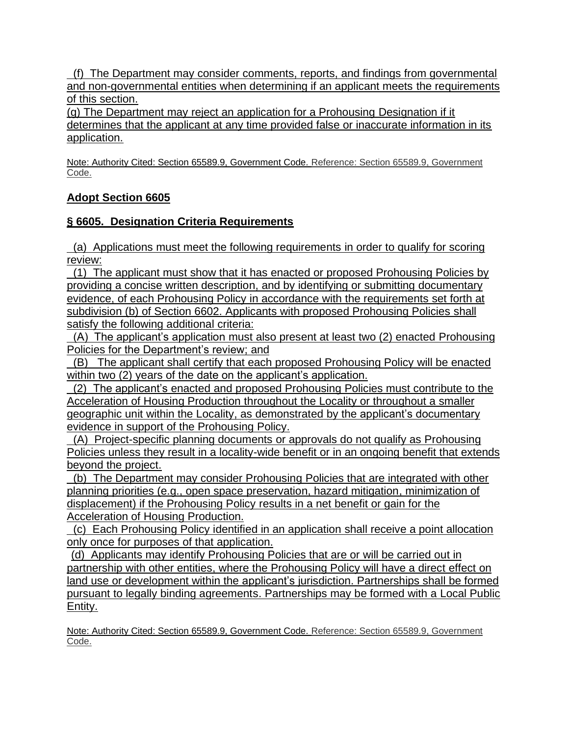(f) The Department may consider comments, reports, and findings from governmental and non-governmental entities when determining if an applicant meets the requirements of this section.

(g) The Department may reject an application for a Prohousing Designation if it determines that the applicant at any time provided false or inaccurate information in its application.

Note: Authority Cited: Section 65589.9, Government Code. Reference: Section 65589.9, Government Code.

**Adopt Section 6605**

**§ 6605. Designation Criteria Requirements**

(a) Applications must meet the following requirements in order to qualify for scoring review:

(1) The applicant must show that it has enacted or proposed Prohousing Policies by providing a concise written description, and by identifying or submitting documentary evidence, of each Prohousing Policy in accordance with the requirements set forth at subdivision (b) of Section 6602. Applicants with proposed Prohousing Policies shall satisfy the following additional criteria:

(A) The applicant's application must also present at least two (2) enacted Prohousing Policies for the Department's review; and

(B) The applicant shall certify that each proposed Prohousing Policy will be enacted within two (2) years of the date on the applicant's application.

(2) The applicant's enacted and proposed Prohousing Policies must contribute to the Acceleration of Housing Production throughout the Locality or throughout a smaller geographic unit within the Locality, as demonstrated by the applicant's documentary evidence in support of the Prohousing Policy.

(A) Project-specific planning documents or approvals do not qualify as Prohousing Policies unless they result in a locality-wide benefit or in an ongoing benefit that extends beyond the project.

(b) The Department may consider Prohousing Policies that are integrated with other planning priorities (e.g., open space preservation, hazard mitigation, minimization of displacement) if the Prohousing Policy results in a net benefit or gain for the Acceleration of Housing Production.

(c) Each Prohousing Policy identified in an application shall receive a point allocation only once for purposes of that application.

(d) Applicants may identify Prohousing Policies that are or will be carried out in partnership with other entities, where the Prohousing Policy will have a direct effect on land use or development within the applicant's jurisdiction. Partnerships shall be formed pursuant to legally binding agreements. Partnerships may be formed with a Local Public Entity.

Note: Authority Cited: Section 65589.9, Government Code. Reference: Section 65589.9, Government Code.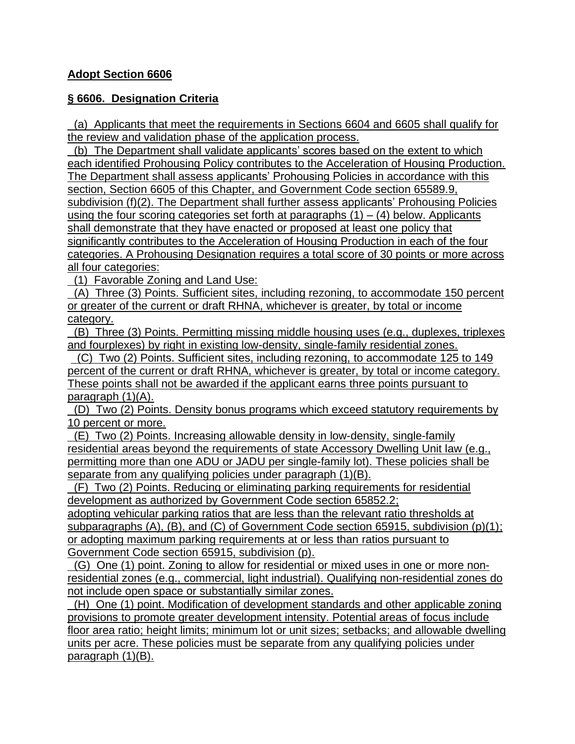**Adopt Section 6606**

**§ 6606. Designation Criteria**

(a) Applicants that meet the requirements in Sections 6604 and 6605 shall qualify for the review and validation phase of the application process.

(b) The Department shall validate applicants' scores based on the extent to which each identified Prohousing Policy contributes to the Acceleration of Housing Production. The Department shall assess applicants' Prohousing Policies in accordance with this section, Section 6605 of this Chapter, and Government Code section 65589.9, subdivision (f)(2). The Department shall further assess applicants' Prohousing Policies using the four scoring categories set forth at paragraphs (1) – (4) below. Applicants shall demonstrate that they have enacted or proposed at least one policy that significantly contributes to the Acceleration of Housing Production in each of the four categories. A Prohousing Designation requires a total score of 30 points or more across all four categories:

(1) Favorable Zoning and Land Use:

(A) Three (3) Points. Sufficient sites, including rezoning, to accommodate 150 percent or greater of the current or draft RHNA, whichever is greater, by total or income category.

(B) Three (3) Points. Permitting missing middle housing uses (e.g., duplexes, triplexes and fourplexes) by right in existing low-density, single-family residential zones.

(C) Two (2) Points. Sufficient sites, including rezoning, to accommodate 125 to 149 percent of the current or draft RHNA, whichever is greater, by total or income category. These points shall not be awarded if the applicant earns three points pursuant to paragraph (1)(A).

(D) Two (2) Points. Density bonus programs which exceed statutory requirements by 10 percent or more.

(E) Two (2) Points. Increasing allowable density in low-density, single-family residential areas beyond the requirements of state Accessory Dwelling Unit law (e.g., permitting more than one ADU or JADU per single-family lot). These policies shall be separate from any qualifying policies under paragraph (1)(B).

(F) Two (2) Points. Reducing or eliminating parking requirements for residential development as authorized by Government Code section 65852.2; adopting vehicular parking ratios that are less than the relevant ratio thresholds at subparagraphs (A), (B), and (C) of Government Code section 65915, subdivision (p)(1); or adopting maximum parking requirements at or less than ratios pursuant to Government Code section 65915, subdivision (p).

(G) One (1) point. Zoning to allow for residential or mixed uses in one or more non-residential zones (e.g., commercial, light industrial). Qualifying non-residential zones do not include open space or substantially similar zones.

(H) One (1) point. Modification of development standards and other applicable zoning provisions to promote greater development intensity. Potential areas of focus include floor area ratio; height limits; minimum lot or unit sizes; setbacks; and allowable dwelling units per acre. These policies must be separate from any qualifying policies under paragraph (1)(B).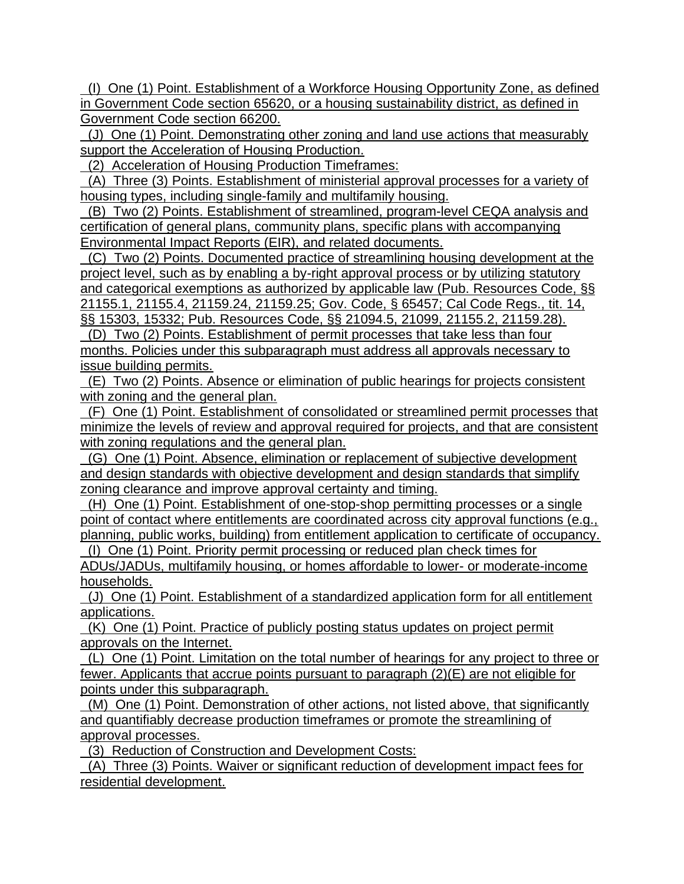(I) One (1) Point. Establishment of a Workforce Housing Opportunity Zone, as defined in Government Code section 65620, or a housing sustainability district, as defined in Government Code section 66200.

(J) One (1) Point. Demonstrating other zoning and land use actions that measurably support the Acceleration of Housing Production.

(2) Acceleration of Housing Production Timeframes:

(A) Three (3) Points. Establishment of ministerial approval processes for a variety of housing types, including single-family and multifamily housing.

(B) Two (2) Points. Establishment of streamlined, program-level CEQA analysis and certification of general plans, community plans, specific plans with accompanying Environmental Impact Reports (EIR), and related documents.

(C) Two (2) Points. Documented practice of streamlining housing development at the project level, such as by enabling a by-right approval process or by utilizing statutory and categorical exemptions as authorized by applicable law (Pub. Resources Code, §§ 21155.1, 21155.4, 21159.24, 21159.25; Gov. Code, § 65457; Cal Code Regs., tit. 14, §§ 15303, 15332; Pub. Resources Code, §§ 21094.5, 21099, 21155.2, 21159.28).

(D) Two (2) Points. Establishment of permit processes that take less than four months. Policies under this subparagraph must address all approvals necessary to issue building permits.

(E) Two (2) Points. Absence or elimination of public hearings for projects consistent with zoning and the general plan.

(F) One (1) Point. Establishment of consolidated or streamlined permit processes that minimize the levels of review and approval required for projects, and that are consistent with zoning regulations and the general plan.

(G) One (1) Point. Absence, elimination or replacement of subjective development and design standards with objective development and design standards that simplify zoning clearance and improve approval certainty and timing.

(H) One (1) Point. Establishment of one-stop-shop permitting processes or a single point of contact where entitlements are coordinated across city approval functions (e.g., planning, public works, building) from entitlement application to certificate of occupancy.

(I) One (1) Point. Priority permit processing or reduced plan check times for ADUs/JADUs, multifamily housing, or homes affordable to lower- or moderate-income households.

(J) One (1) Point. Establishment of a standardized application form for all entitlement applications.

(K) One (1) Point. Practice of publicly posting status updates on project permit approvals on the Internet.

(L) One (1) Point. Limitation on the total number of hearings for any project to three or fewer. Applicants that accrue points pursuant to paragraph (2)(E) are not eligible for points under this subparagraph.

(M) One (1) Point. Demonstration of other actions, not listed above, that significantly and quantifiably decrease production timeframes or promote the streamlining of approval processes.

(3) Reduction of Construction and Development Costs:

(A) Three (3) Points. Waiver or significant reduction of development impact fees for residential development.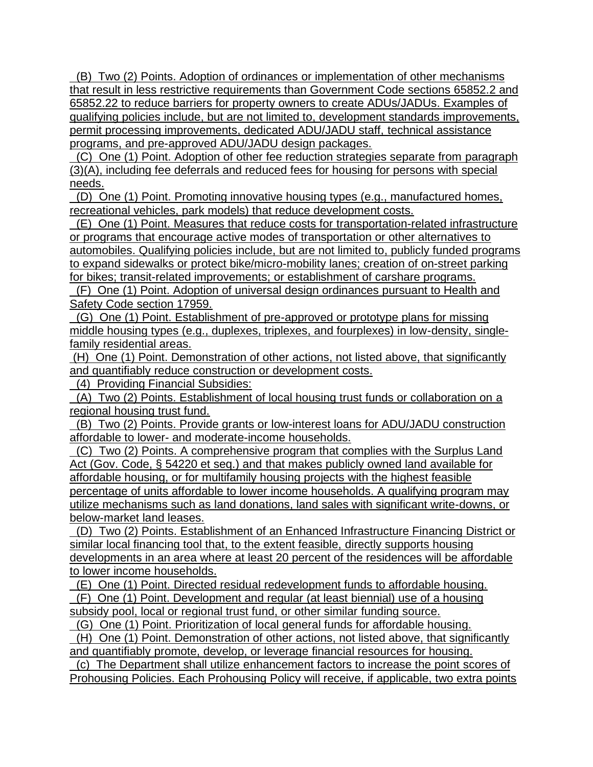(B) Two (2) Points. Adoption of ordinances or implementation of other mechanisms that result in less restrictive requirements than Government Code sections 65852.2 and 65852.22 to reduce barriers for property owners to create ADUs/JADUs. Examples of qualifying policies include, but are not limited to, development standards improvements, permit processing improvements, dedicated ADU/JADU staff, technical assistance programs, and pre-approved ADU/JADU design packages.

(C) One (1) Point. Adoption of other fee reduction strategies separate from paragraph (3)(A), including fee deferrals and reduced fees for housing for persons with special needs.

(D) One (1) Point. Promoting innovative housing types (e.g., manufactured homes, recreational vehicles, park models) that reduce development costs.

(E) One (1) Point. Measures that reduce costs for transportation-related infrastructure or programs that encourage active modes of transportation or other alternatives to automobiles. Qualifying policies include, but are not limited to, publicly funded programs to expand sidewalks or protect bike/micro-mobility lanes; creation of on-street parking for bikes; transit-related improvements; or establishment of carshare programs.

(F) One (1) Point. Adoption of universal design ordinances pursuant to Health and Safety Code section 17959.

(G) One (1) Point. Establishment of pre-approved or prototype plans for missing middle housing types (e.g., duplexes, triplexes, and fourplexes) in low-density, single-family residential areas.

(H) One (1) Point. Demonstration of other actions, not listed above, that significantly and quantifiably reduce construction or development costs.

(4) Providing Financial Subsidies:

(A) Two (2) Points. Establishment of local housing trust funds or collaboration on a regional housing trust fund.

(B) Two (2) Points. Provide grants or low-interest loans for ADU/JADU construction affordable to lower- and moderate-income households.

(C) Two (2) Points. A comprehensive program that complies with the Surplus Land Act (Gov. Code, § 54220 et seq.) and that makes publicly owned land available for affordable housing, or for multifamily housing projects with the highest feasible percentage of units affordable to lower income households. A qualifying program may utilize mechanisms such as land donations, land sales with significant write-downs, or below-market land leases.

(D) Two (2) Points. Establishment of an Enhanced Infrastructure Financing District or similar local financing tool that, to the extent feasible, directly supports housing developments in an area where at least 20 percent of the residences will be affordable to lower income households.

(E) One (1) Point. Directed residual redevelopment funds to affordable housing.

(F) One (1) Point. Development and regular (at least biennial) use of a housing subsidy pool, local or regional trust fund, or other similar funding source.

(G) One (1) Point. Prioritization of local general funds for affordable housing.

(H) One (1) Point. Demonstration of other actions, not listed above, that significantly and quantifiably promote, develop, or leverage financial resources for housing.

(c) The Department shall utilize enhancement factors to increase the point scores of Prohousing Policies. Each Prohousing Policy will receive, if applicable, two extra points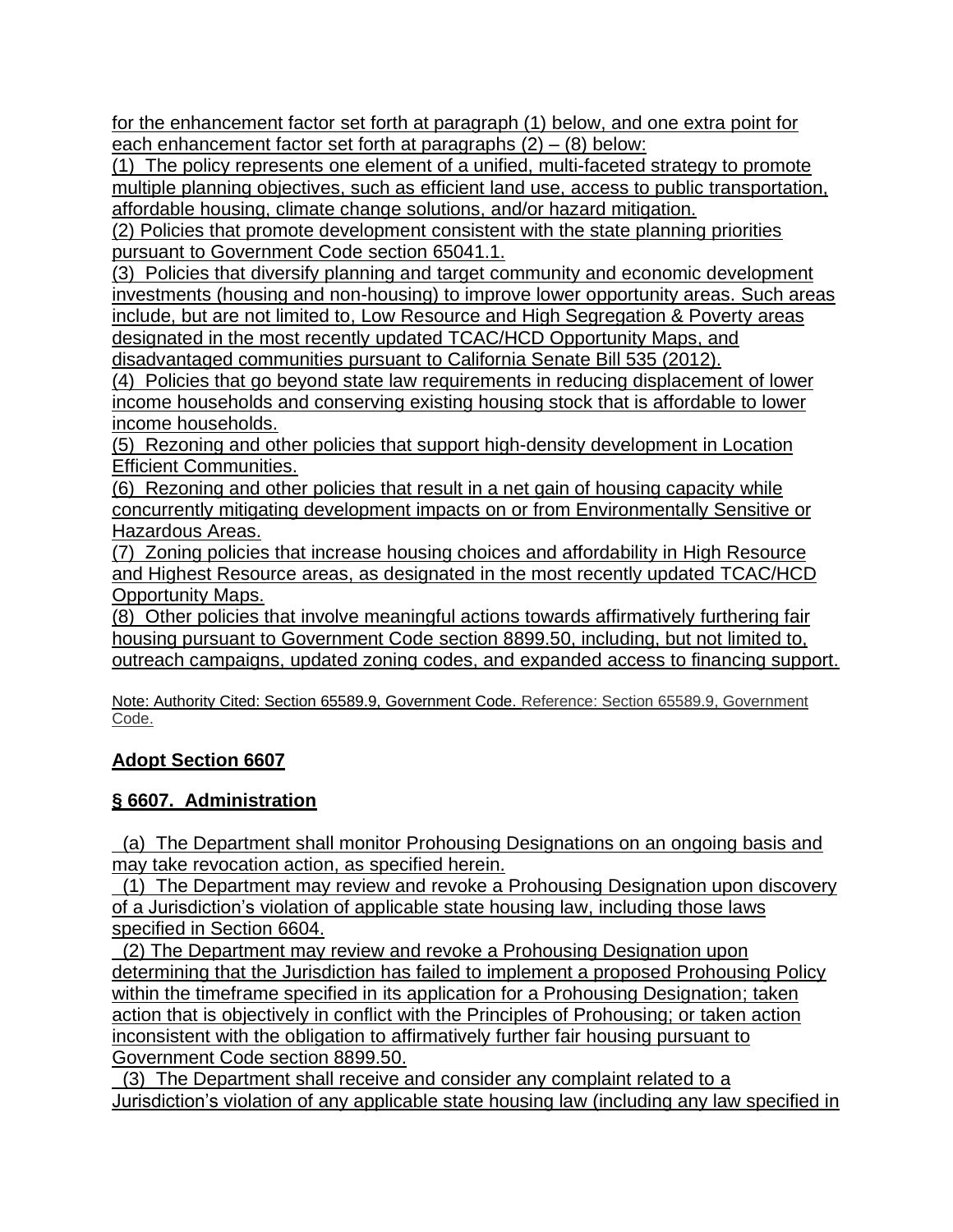for the enhancement factor set forth at paragraph (1) below, and one extra point for each enhancement factor set forth at paragraphs (2) – (8) below:

(1) The policy represents one element of a unified, multi-faceted strategy to promote multiple planning objectives, such as efficient land use, access to public transportation, affordable housing, climate change solutions, and/or hazard mitigation.

(2) Policies that promote development consistent with the state planning priorities pursuant to Government Code section 65041.1.

(3) Policies that diversify planning and target community and economic development investments (housing and non-housing) to improve lower opportunity areas. Such areas include, but are not limited to, Low Resource and High Segregation & Poverty areas designated in the most recently updated TCAC/HCD Opportunity Maps, and disadvantaged communities pursuant to California Senate Bill 535 (2012).

(4) Policies that go beyond state law requirements in reducing displacement of lower income households and conserving existing housing stock that is affordable to lower income households.

(5) Rezoning and other policies that support high-density development in Location Efficient Communities.

(6) Rezoning and other policies that result in a net gain of housing capacity while concurrently mitigating development impacts on or from Environmentally Sensitive or Hazardous Areas.

(7) Zoning policies that increase housing choices and affordability in High Resource and Highest Resource areas, as designated in the most recently updated TCAC/HCD Opportunity Maps.

(8) Other policies that involve meaningful actions towards affirmatively furthering fair housing pursuant to Government Code section 8899.50, including, but not limited to, outreach campaigns, updated zoning codes, and expanded access to financing support.

Note: Authority Cited: Section 65589.9, Government Code. Reference: Section 65589.9, Government Code.

**Adopt Section 6607**

**§ 6607. Administration**

(a) The Department shall monitor Prohousing Designations on an ongoing basis and may take revocation action, as specified herein.

(1) The Department may review and revoke a Prohousing Designation upon discovery of a Jurisdiction's violation of applicable state housing law, including those laws specified in Section 6604.

(2) The Department may review and revoke a Prohousing Designation upon determining that the Jurisdiction has failed to implement a proposed Prohousing Policy within the timeframe specified in its application for a Prohousing Designation; taken action that is objectively in conflict with the Principles of Prohousing; or taken action inconsistent with the obligation to affirmatively further fair housing pursuant to Government Code section 8899.50.

(3) The Department shall receive and consider any complaint related to a Jurisdiction's violation of any applicable state housing law (including any law specified in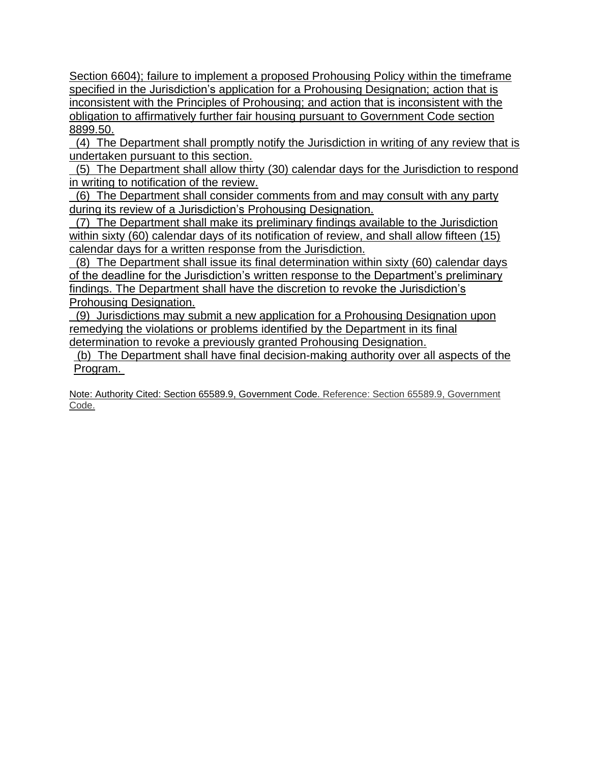Section 6604); failure to implement a proposed Prohousing Policy within the timeframe specified in the Jurisdiction's application for a Prohousing Designation; action that is inconsistent with the Principles of Prohousing; and action that is inconsistent with the obligation to affirmatively further fair housing pursuant to Government Code section 8899.50.

(4) The Department shall promptly notify the Jurisdiction in writing of any review that is undertaken pursuant to this section.

(5) The Department shall allow thirty (30) calendar days for the Jurisdiction to respond in writing to notification of the review.

(6) The Department shall consider comments from and may consult with any party during its review of a Jurisdiction's Prohousing Designation.

(7) The Department shall make its preliminary findings available to the Jurisdiction within sixty (60) calendar days of its notification of review, and shall allow fifteen (15) calendar days for a written response from the Jurisdiction.

(8) The Department shall issue its final determination within sixty (60) calendar days of the deadline for the Jurisdiction's written response to the Department's preliminary findings. The Department shall have the discretion to revoke the Jurisdiction's Prohousing Designation.

(9) Jurisdictions may submit a new application for a Prohousing Designation upon remedying the violations or problems identified by the Department in its final determination to revoke a previously granted Prohousing Designation.

(b) The Department shall have final decision-making authority over all aspects of the Program.

Note: Authority Cited: Section 65589.9, Government Code. Reference: Section 65589.9, Government Code.